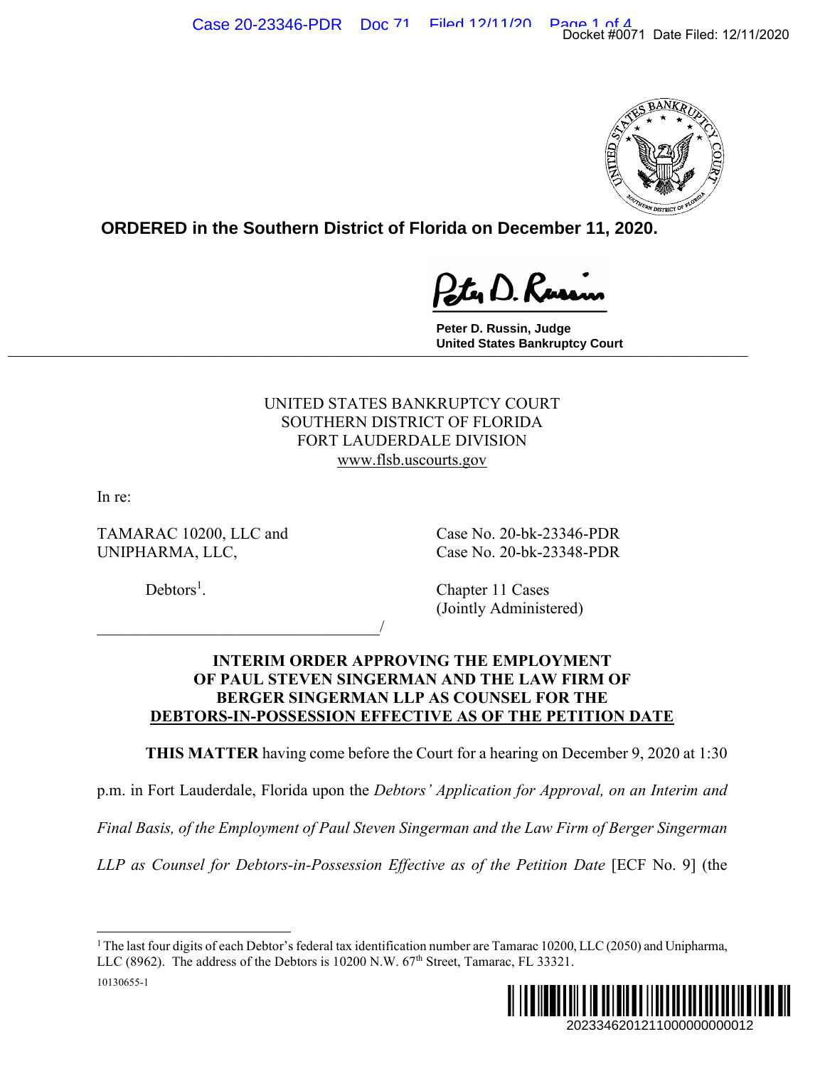**ORDERED in the Southern District of Florida on December 11, 2020.**

Peter D. Russin, Judge
United States Bankruptcy Court

UNITED STATES BANKRUPTCY COURT
SOUTHERN DISTRICT OF FLORIDA
FORT LAUDERDALE DIVISION
www.flsb.uscourts.gov

In re:

TAMARAC 10200, LLC and UNIPHARMA, LLC,

Debtors[1].

Case No. 20-bk-23346-PDR
Case No. 20-bk-23348-PDR

Chapter 11 Cases
(Jointly Administered)

_________________________________/

**INTERIM ORDER APPROVING THE EMPLOYMENT OF PAUL STEVEN SINGERMAN AND THE LAW FIRM OF BERGER SINGERMAN LLP AS COUNSEL FOR THE DEBTORS-IN-POSSESSION EFFECTIVE AS OF THE PETITION DATE**

**THIS MATTER** having come before the Court for a hearing on December 9, 2020 at 1:30 p.m. in Fort Lauderdale, Florida upon the *Debtors' Application for Approval, on an Interim and Final Basis, of the Employment of Paul Steven Singerman and the Law Firm of Berger Singerman LLP as Counsel for Debtors-in-Possession Effective as of the Petition Date* [ECF No. 9] (the

---

[1] The last four digits of each Debtor's federal tax identification number are Tamarac 10200, LLC (2050) and Unipharma, LLC (8962). The address of the Debtors is 10200 N.W. 67th Street, Tamarac, FL 33321.

10130655-1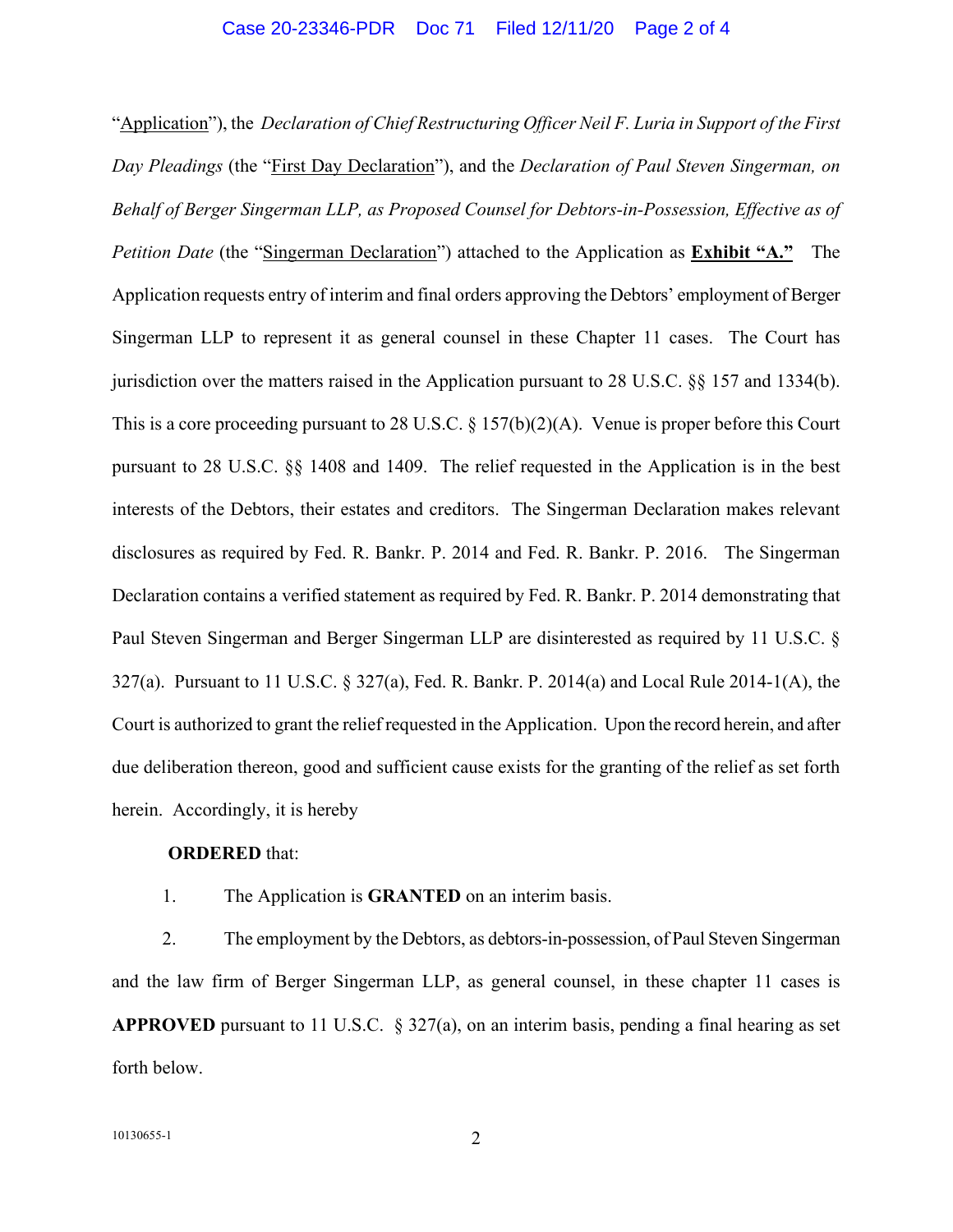"Application"), the *Declaration of Chief Restructuring Officer Neil F. Luria in Support of the First Day Pleadings* (the "First Day Declaration"), and the *Declaration of Paul Steven Singerman, on Behalf of Berger Singerman LLP, as Proposed Counsel for Debtors-in-Possession, Effective as of Petition Date* (the "Singerman Declaration") attached to the Application as **Exhibit "A."** The Application requests entry of interim and final orders approving the Debtors' employment of Berger Singerman LLP to represent it as general counsel in these Chapter 11 cases. The Court has jurisdiction over the matters raised in the Application pursuant to 28 U.S.C. §§ 157 and 1334(b). This is a core proceeding pursuant to 28 U.S.C. § 157(b)(2)(A). Venue is proper before this Court pursuant to 28 U.S.C. §§ 1408 and 1409. The relief requested in the Application is in the best interests of the Debtors, their estates and creditors. The Singerman Declaration makes relevant disclosures as required by Fed. R. Bankr. P. 2014 and Fed. R. Bankr. P. 2016. The Singerman Declaration contains a verified statement as required by Fed. R. Bankr. P. 2014 demonstrating that Paul Steven Singerman and Berger Singerman LLP are disinterested as required by 11 U.S.C. § 327(a). Pursuant to 11 U.S.C. § 327(a), Fed. R. Bankr. P. 2014(a) and Local Rule 2014-1(A), the Court is authorized to grant the relief requested in the Application. Upon the record herein, and after due deliberation thereon, good and sufficient cause exists for the granting of the relief as set forth herein. Accordingly, it is hereby

**ORDERED** that:

1. The Application is **GRANTED** on an interim basis.

2. The employment by the Debtors, as debtors-in-possession, of Paul Steven Singerman and the law firm of Berger Singerman LLP, as general counsel, in these chapter 11 cases is **APPROVED** pursuant to 11 U.S.C. § 327(a), on an interim basis, pending a final hearing as set forth below.

10130655-1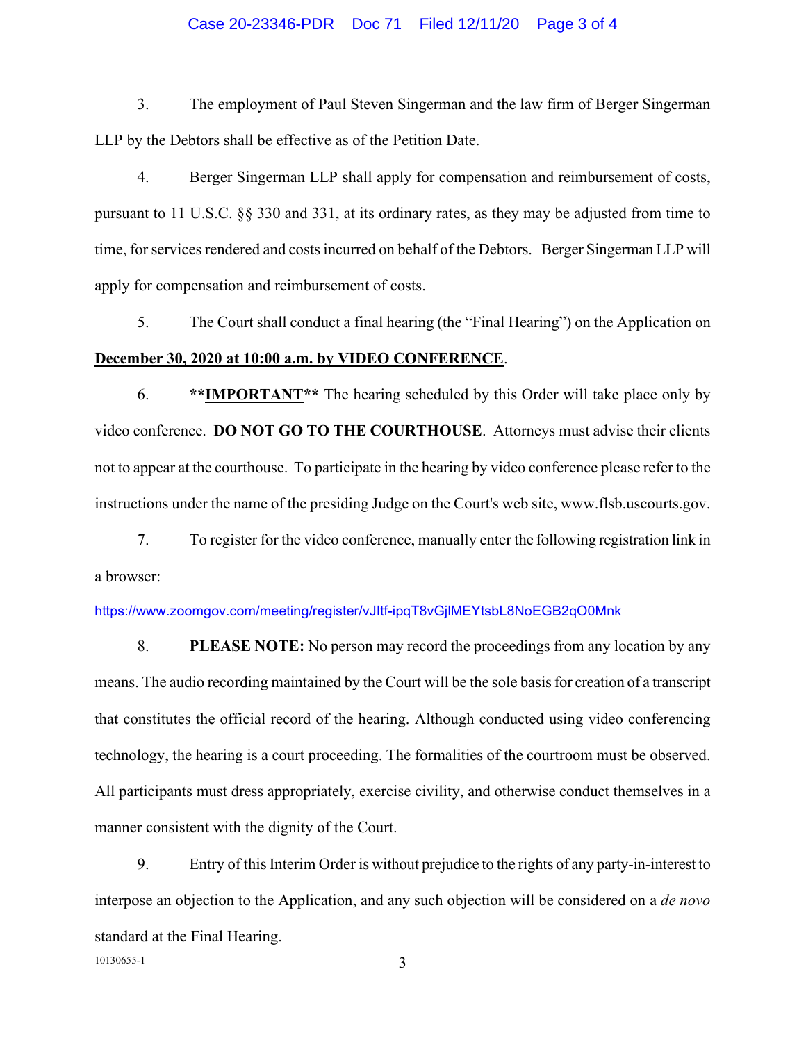3. The employment of Paul Steven Singerman and the law firm of Berger Singerman LLP by the Debtors shall be effective as of the Petition Date.

4. Berger Singerman LLP shall apply for compensation and reimbursement of costs, pursuant to 11 U.S.C. §§ 330 and 331, at its ordinary rates, as they may be adjusted from time to time, for services rendered and costs incurred on behalf of the Debtors. Berger Singerman LLP will apply for compensation and reimbursement of costs.

5. The Court shall conduct a final hearing (the "Final Hearing") on the Application on **December 30, 2020 at 10:00 a.m. by VIDEO CONFERENCE**.

6. ****IMPORTANT**** The hearing scheduled by this Order will take place only by video conference. **DO NOT GO TO THE COURTHOUSE**. Attorneys must advise their clients not to appear at the courthouse. To participate in the hearing by video conference please refer to the instructions under the name of the presiding Judge on the Court's web site, www.flsb.uscourts.gov.

7. To register for the video conference, manually enter the following registration link in a browser:

https://www.zoomgov.com/meeting/register/vJItf-ipqT8vGjlMEYtsbL8NoEGB2qO0Mnk

8. **PLEASE NOTE:** No person may record the proceedings from any location by any means. The audio recording maintained by the Court will be the sole basis for creation of a transcript that constitutes the official record of the hearing. Although conducted using video conferencing technology, the hearing is a court proceeding. The formalities of the courtroom must be observed. All participants must dress appropriately, exercise civility, and otherwise conduct themselves in a manner consistent with the dignity of the Court.

9. Entry of this Interim Order is without prejudice to the rights of any party-in-interest to interpose an objection to the Application, and any such objection will be considered on a *de novo* standard at the Final Hearing.

10130655-1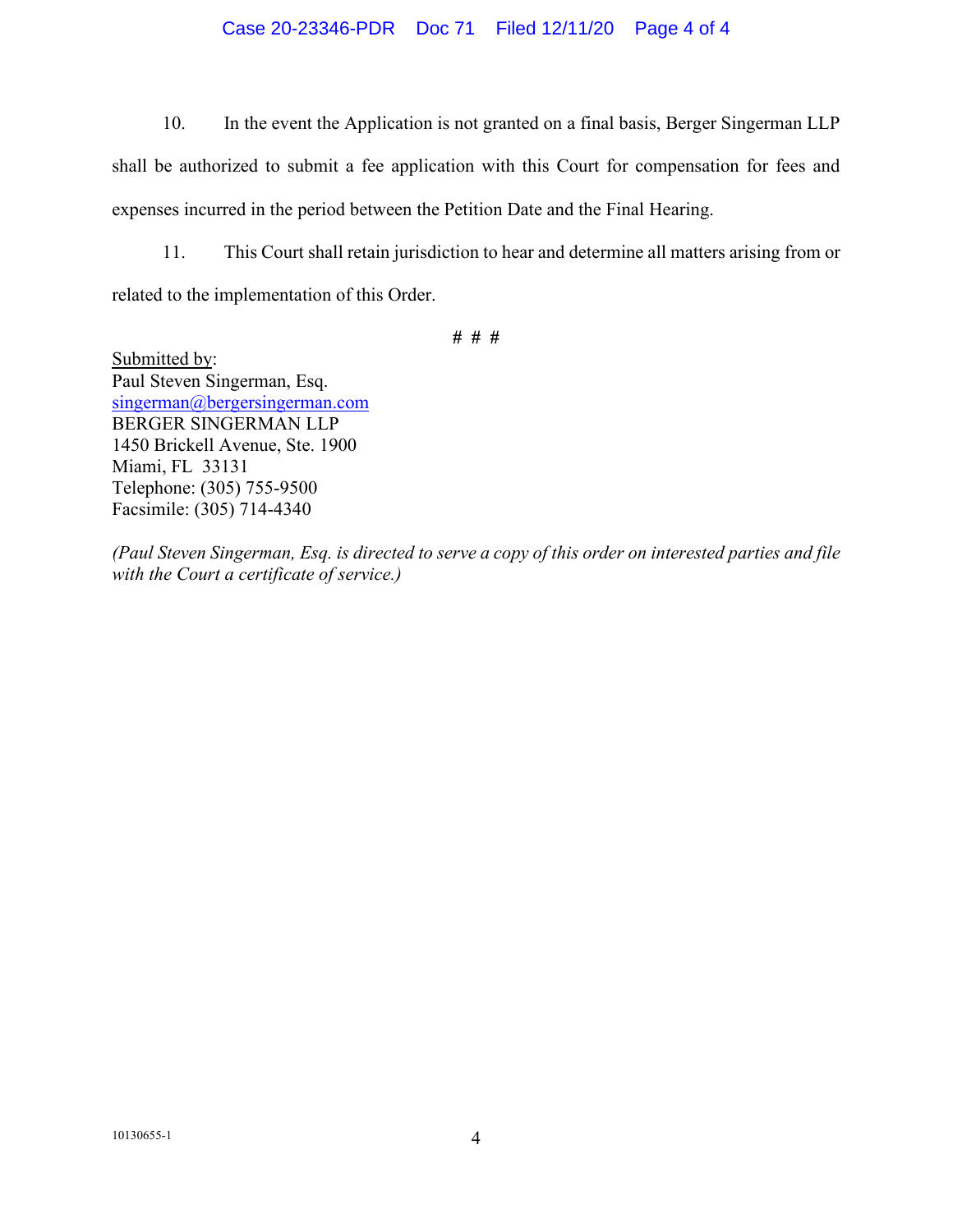10. In the event the Application is not granted on a final basis, Berger Singerman LLP shall be authorized to submit a fee application with this Court for compensation for fees and expenses incurred in the period between the Petition Date and the Final Hearing.

11. This Court shall retain jurisdiction to hear and determine all matters arising from or related to the implementation of this Order.

# # #

Submitted by:
Paul Steven Singerman, Esq.
singerman@bergersingerman.com
BERGER SINGERMAN LLP
1450 Brickell Avenue, Ste. 1900
Miami, FL 33131
Telephone: (305) 755-9500
Facsimile: (305) 714-4340

*(Paul Steven Singerman, Esq. is directed to serve a copy of this order on interested parties and file with the Court a certificate of service.)*

10130655-1